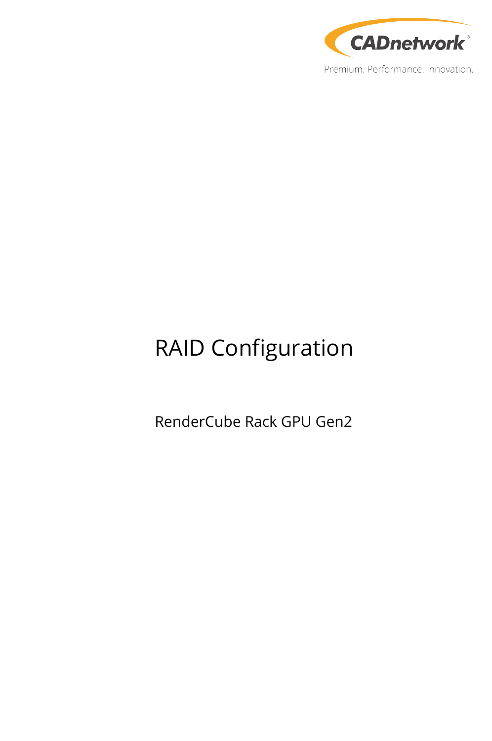CADnetwork®

Premium. Performance. Innovation.

# RAID Configuration

RenderCube Rack GPU Gen2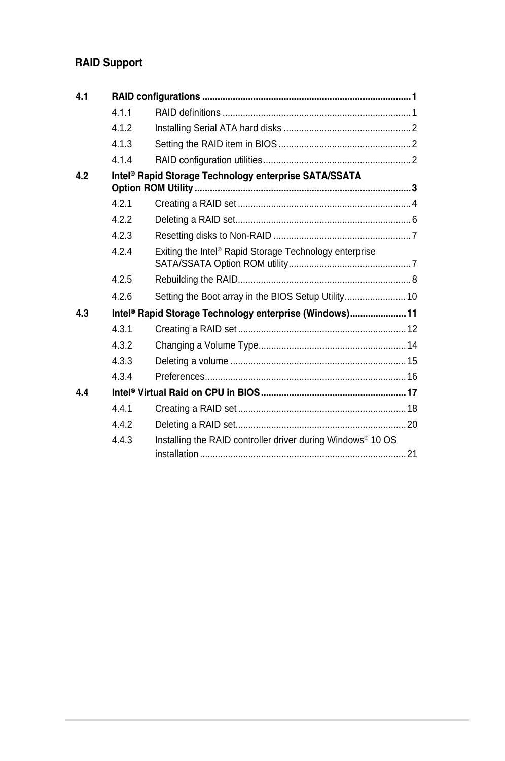# RAID Support

**4.1 RAID configurations** .................................................................................. **1**

- 4.1.1 RAID definitions .......................................................................... 1
- 4.1.2 Installing Serial ATA hard disks .................................................. 2
- 4.1.3 Setting the RAID item in BIOS .................................................... 2
- 4.1.4 RAID configuration utilities .......................................................... 2

**4.2 Intel® Rapid Storage Technology enterprise SATA/SSATA Option ROM Utility** .................................................................................... **3**

- 4.2.1 Creating a RAID set .................................................................... 4
- 4.2.2 Deleting a RAID set..................................................................... 6
- 4.2.3 Resetting disks to Non-RAID ...................................................... 7
- 4.2.4 Exiting the Intel® Rapid Storage Technology enterprise SATA/SSATA Option ROM utility ................................................ 7
- 4.2.5 Rebuilding the RAID.................................................................... 8
- 4.2.6 Setting the Boot array in the BIOS Setup Utility........................ 10

**4.3 Intel® Rapid Storage Technology enterprise (Windows)**...................... **11**

- 4.3.1 Creating a RAID set .................................................................. 12
- 4.3.2 Changing a Volume Type........................................................... 14
- 4.3.3 Deleting a volume ..................................................................... 15
- 4.3.4 Preferences............................................................................... 16

**4.4 Intel® Virtual Raid on CPU in BIOS**......................................................... **17**

- 4.4.1 Creating a RAID set .................................................................. 18
- 4.4.2 Deleting a RAID set................................................................... 20
- 4.4.3 Installing the RAID controller driver during Windows® 10 OS installation ................................................................................. 21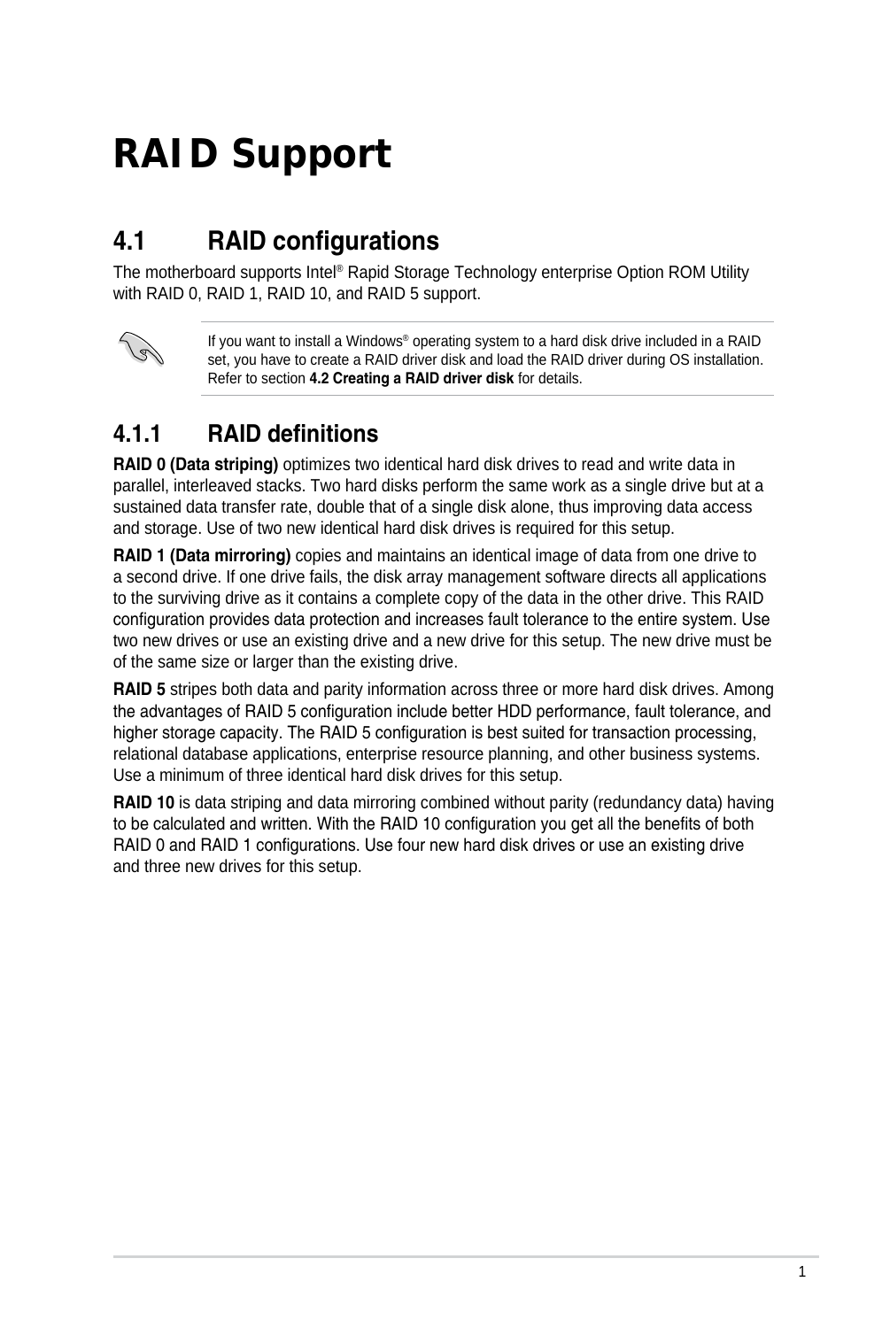# RAID Support

## 4.1 RAID configurations

The motherboard supports Intel® Rapid Storage Technology enterprise Option ROM Utility with RAID 0, RAID 1, RAID 10, and RAID 5 support.

> If you want to install a Windows® operating system to a hard disk drive included in a RAID set, you have to create a RAID driver disk and load the RAID driver during OS installation. Refer to section **4.2 Creating a RAID driver disk** for details.

### 4.1.1 RAID definitions

**RAID 0 (Data striping)** optimizes two identical hard disk drives to read and write data in parallel, interleaved stacks. Two hard disks perform the same work as a single drive but at a sustained data transfer rate, double that of a single disk alone, thus improving data access and storage. Use of two new identical hard disk drives is required for this setup.

**RAID 1 (Data mirroring)** copies and maintains an identical image of data from one drive to a second drive. If one drive fails, the disk array management software directs all applications to the surviving drive as it contains a complete copy of the data in the other drive. This RAID configuration provides data protection and increases fault tolerance to the entire system. Use two new drives or use an existing drive and a new drive for this setup. The new drive must be of the same size or larger than the existing drive.

**RAID 5** stripes both data and parity information across three or more hard disk drives. Among the advantages of RAID 5 configuration include better HDD performance, fault tolerance, and higher storage capacity. The RAID 5 configuration is best suited for transaction processing, relational database applications, enterprise resource planning, and other business systems. Use a minimum of three identical hard disk drives for this setup.

**RAID 10** is data striping and data mirroring combined without parity (redundancy data) having to be calculated and written. With the RAID 10 configuration you get all the benefits of both RAID 0 and RAID 1 configurations. Use four new hard disk drives or use an existing drive and three new drives for this setup.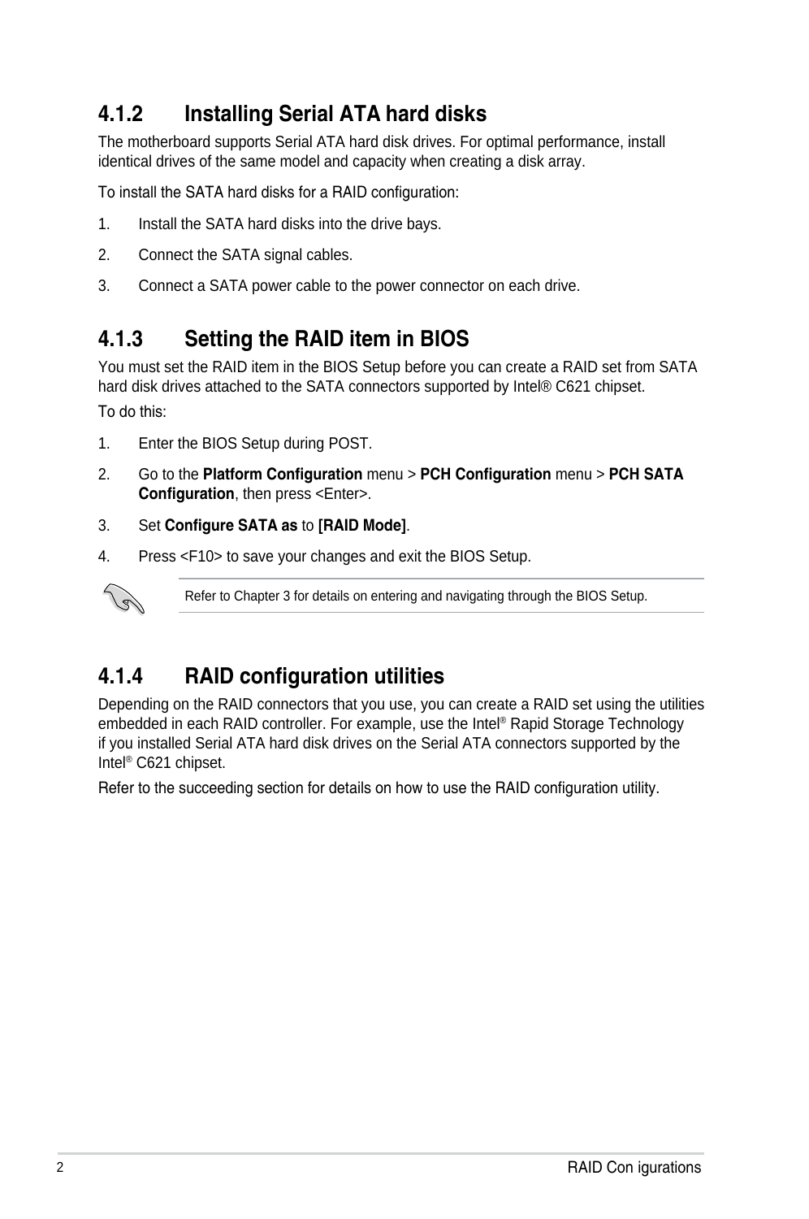### 4.1.2 Installing Serial ATA hard disks

The motherboard supports Serial ATA hard disk drives. For optimal performance, install identical drives of the same model and capacity when creating a disk array.

To install the SATA hard disks for a RAID configuration:

1. Install the SATA hard disks into the drive bays.
2. Connect the SATA signal cables.
3. Connect a SATA power cable to the power connector on each drive.

### 4.1.3 Setting the RAID item in BIOS

You must set the RAID item in the BIOS Setup before you can create a RAID set from SATA hard disk drives attached to the SATA connectors supported by Intel® C621 chipset.

To do this:

1. Enter the BIOS Setup during POST.
2. Go to the **Platform Configuration** menu > **PCH Configuration** menu > **PCH SATA Configuration**, then press <Enter>.
3. Set **Configure SATA as** to **[RAID Mode]**.
4. Press <F10> to save your changes and exit the BIOS Setup.

> Refer to Chapter 3 for details on entering and navigating through the BIOS Setup.

### 4.1.4 RAID configuration utilities

Depending on the RAID connectors that you use, you can create a RAID set using the utilities embedded in each RAID controller. For example, use the Intel® Rapid Storage Technology if you installed Serial ATA hard disk drives on the Serial ATA connectors supported by the Intel® C621 chipset.

Refer to the succeeding section for details on how to use the RAID configuration utility.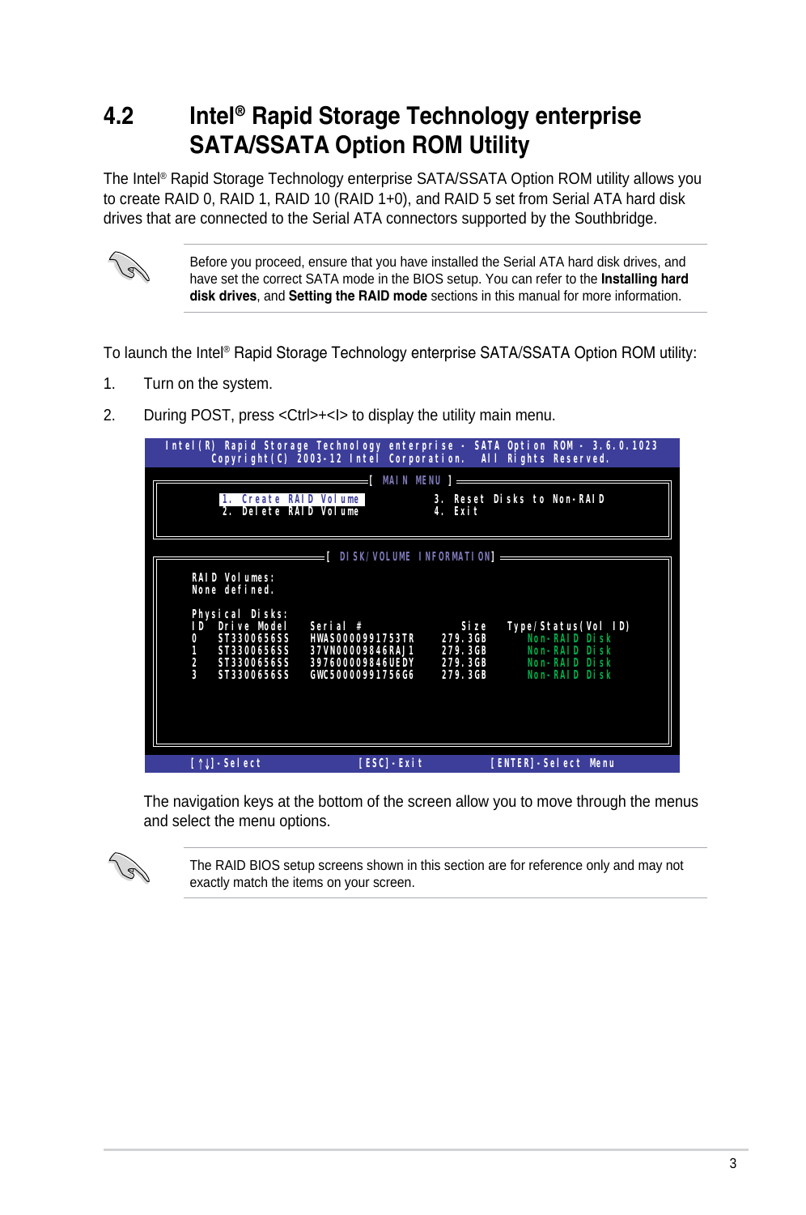## 4.2 Intel® Rapid Storage Technology enterprise SATA/SSATA Option ROM Utility

The Intel® Rapid Storage Technology enterprise SATA/SSATA Option ROM utility allows you to create RAID 0, RAID 1, RAID 10 (RAID 1+0), and RAID 5 set from Serial ATA hard disk drives that are connected to the Serial ATA connectors supported by the Southbridge.

Before you proceed, ensure that you have installed the Serial ATA hard disk drives, and have set the correct SATA mode in the BIOS setup. You can refer to the **Installing hard disk drives**, and **Setting the RAID mode** sections in this manual for more information.

To launch the Intel® Rapid Storage Technology enterprise SATA/SSATA Option ROM utility:

1. Turn on the system.
2. During POST, press <Ctrl>+<I> to display the utility main menu.

```
Intel(R) Rapid Storage Technology enterprise - SATA Option ROM - 3.6.0.1023
Copyright(C) 2003-12 Intel Corporation.  All Rights Reserved.

[ MAIN MENU ]
  1. Create RAID Volume        3. Reset Disks to Non-RAID
  2. Delete RAID Volume        4. Exit

[ DISK/VOLUME INFORMATION ]
RAID Volumes:
None defined.

Physical Disks:
ID  Drive Model   Serial #             Size     Type/Status(Vol ID)
0   ST3300656SS   HWAS0000991753TR     279.3GB  Non-RAID Disk
1   ST3300656SS   37VN00009846RAJ1     279.3GB  Non-RAID Disk
2   ST3300656SS   397600009846UEDY     279.3GB  Non-RAID Disk
3   ST3300656SS   GWC50000991756G6     279.3GB  Non-RAID Disk

[↑↓]-Select          [ESC]-Exit          [ENTER]-Select Menu
```

The navigation keys at the bottom of the screen allow you to move through the menus and select the menu options.

The RAID BIOS setup screens shown in this section are for reference only and may not exactly match the items on your screen.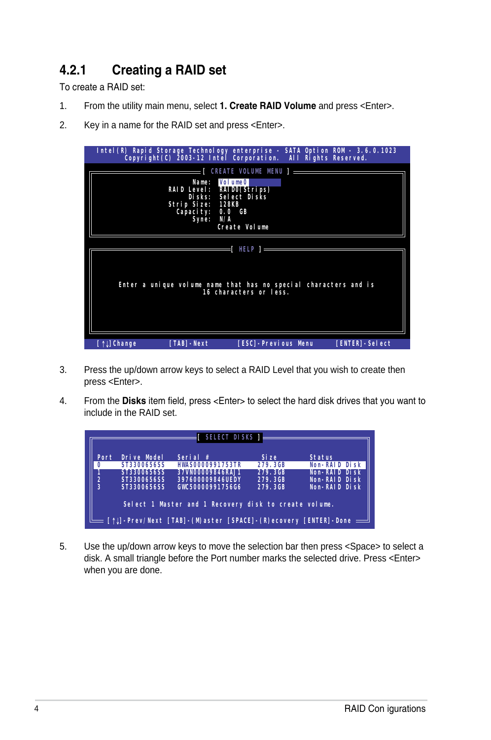### 4.2.1 Creating a RAID set

To create a RAID set:

1. From the utility main menu, select **1. Create RAID Volume** and press <Enter>.
2. Key in a name for the RAID set and press <Enter>.

```
Intel(R) Rapid Storage Technology enterprise - SATA Option ROM - 3.6.0.1023
Copyright(C) 2003-12 Intel Corporation.  All Rights Reserved.

[ CREATE VOLUME MENU ]
        Name:  Volume0
  RAID Level:  RAID0(Strips)
       Disks:  Select Disks
  Strip Size:  128KB
    Capacity:  0.0  GB
        Syne:  N/A
               Create Volume

[ HELP ]
Enter a unique volume name that has no special characters and is
16 characters or less.

[↑↓]Change    [TAB]-Next    [ESC]-Previous Menu    [ENTER]-Select
```

3. Press the up/down arrow keys to select a RAID Level that you wish to create then press <Enter>.
4. From the **Disks** item field, press <Enter> to select the hard disk drives that you want to include in the RAID set.

```
[ SELECT DISKS ]
Port  Drive Model   Serial #              Size      Status
0     ST3300656SS   HWAS0000991753TR      279.3GB   Non-RAID Disk
1     ST3300656SS   37VN00009846RAJ1      279.3GB   Non-RAID Disk
2     ST3300656SS   397600009846UEDY      279.3GB   Non-RAID Disk
3     ST3300656SS   GWC50000991756G6      279.3GB   Non-RAID Disk

Select 1 Master and 1 Recovery disk to create volume.

[↑↓]-Prev/Next [TAB]-(M)aster [SPACE]-(R)ecovery [ENTER]-Done
```

5. Use the up/down arrow keys to move the selection bar then press <Space> to select a disk. A small triangle before the Port number marks the selected drive. Press <Enter> when you are done.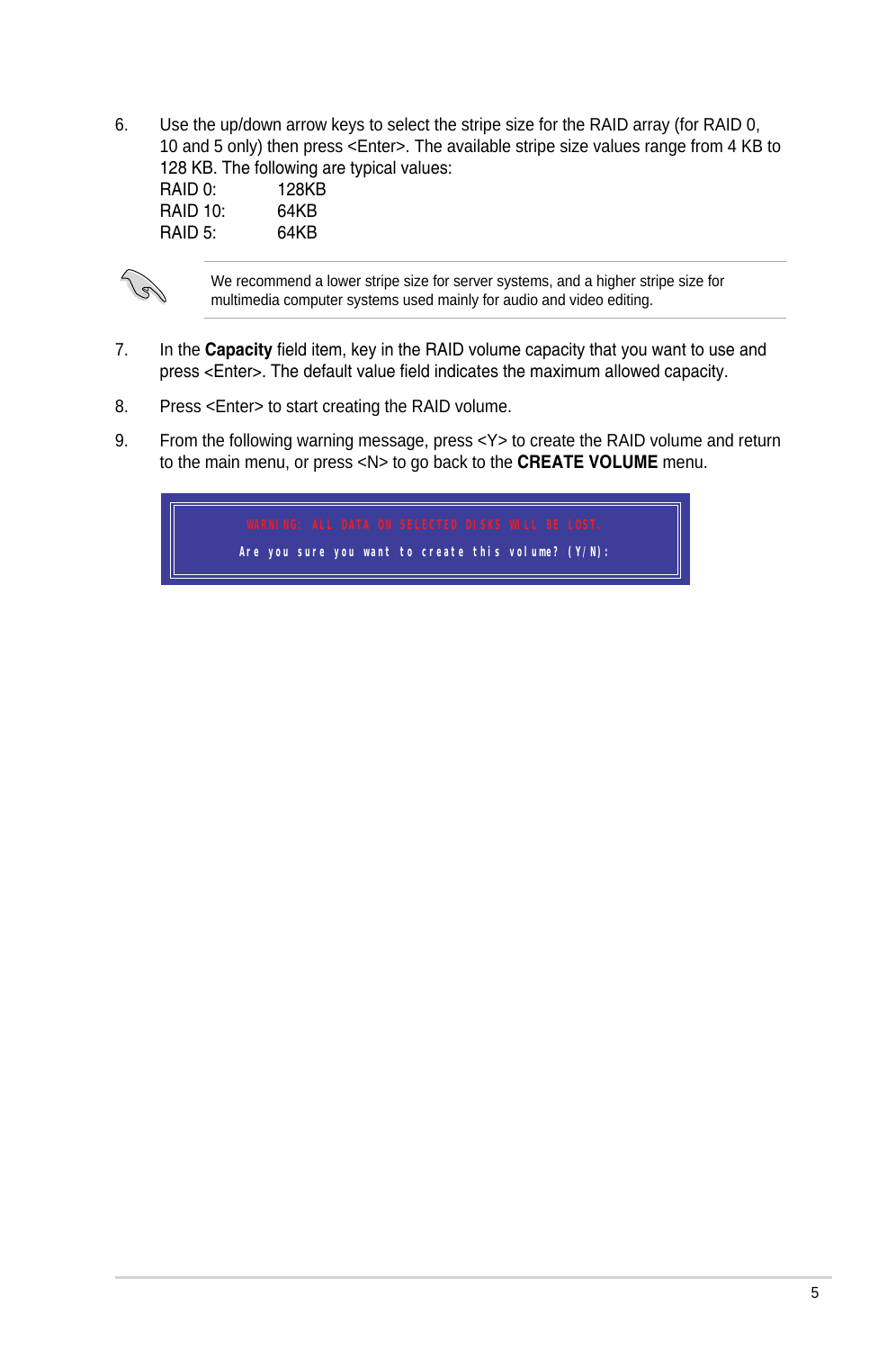6. Use the up/down arrow keys to select the stripe size for the RAID array (for RAID 0, 10 and 5 only) then press <Enter>. The available stripe size values range from 4 KB to 128 KB. The following are typical values:
   RAID 0: 128KB
   RAID 10: 64KB
   RAID 5: 64KB

> We recommend a lower stripe size for server systems, and a higher stripe size for multimedia computer systems used mainly for audio and video editing.

7. In the **Capacity** field item, key in the RAID volume capacity that you want to use and press <Enter>. The default value field indicates the maximum allowed capacity.

8. Press <Enter> to start creating the RAID volume.

9. From the following warning message, press <Y> to create the RAID volume and return to the main menu, or press <N> to go back to the **CREATE VOLUME** menu.

```
WARNING: ALL DATA ON SELECTED DISKS WILL BE LOST.
Are you sure you want to create this volume? (Y/N):
```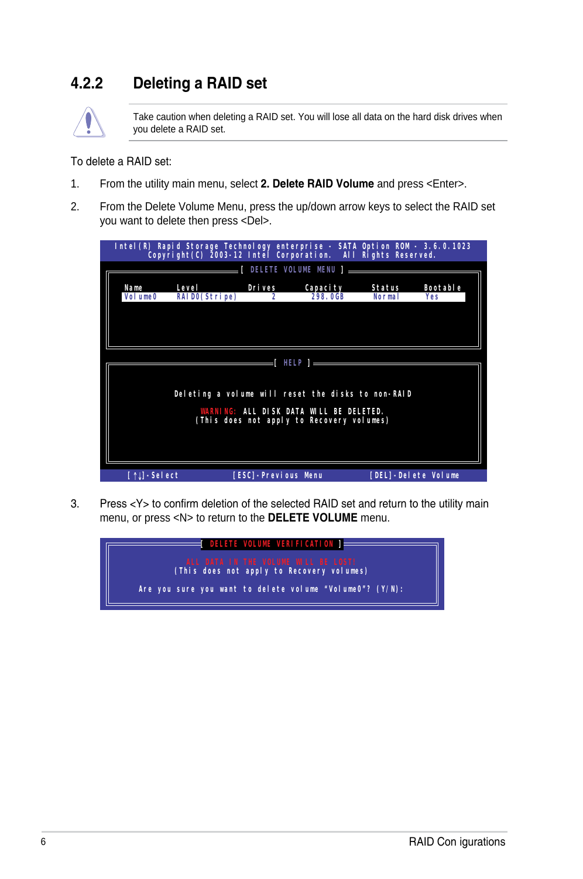## 4.2.2 Deleting a RAID set

Take caution when deleting a RAID set. You will lose all data on the hard disk drives when you delete a RAID set.

To delete a RAID set:

1. From the utility main menu, select **2. Delete RAID Volume** and press <Enter>.
2. From the Delete Volume Menu, press the up/down arrow keys to select the RAID set you want to delete then press <Del>.

```
Intel(R) Rapid Storage Technology enterprise - SATA Option ROM - 3.6.0.1023
Copyright(C) 2003-12 Intel Corporation.  All Rights Reserved.

[ DELETE VOLUME MENU ]
Name      Level        Drives   Capacity   Status   Bootable
Volume0   RAID0(Stripe)  2      298.0GB    Normal   Yes

[ HELP ]
Deleting a volume will reset the disks to non-RAID
WARNING: ALL DISK DATA WILL BE DELETED.
(This does not apply to Recovery volumes)

[↑↓]-Select        [ESC]-Previous Menu        [DEL]-Delete Volume
```

3. Press <Y> to confirm deletion of the selected RAID set and return to the utility main menu, or press <N> to return to the **DELETE VOLUME** menu.

```
[ DELETE VOLUME VERIFICATION ]
ALL DATA IN THE VOLUME WILL BE LOST!
(This does not apply to Recovery volumes)

Are you sure you want to delete volume "Volume0"? (Y/N):
```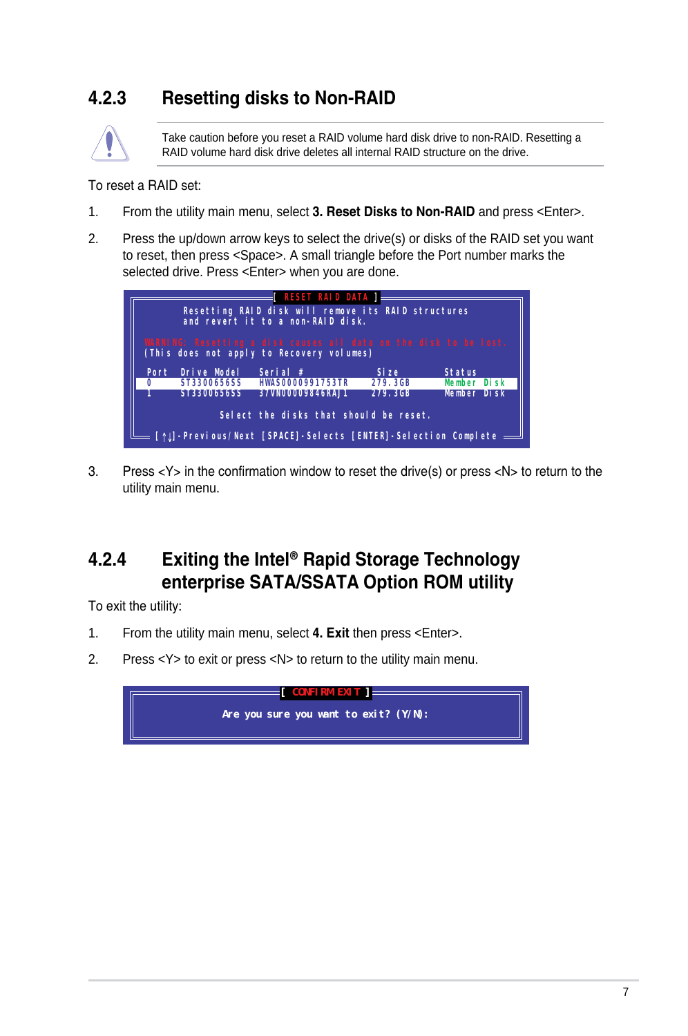## 4.2.3 Resetting disks to Non-RAID

Take caution before you reset a RAID volume hard disk drive to non-RAID. Resetting a RAID volume hard disk drive deletes all internal RAID structure on the drive.

To reset a RAID set:

1. From the utility main menu, select **3. Reset Disks to Non-RAID** and press <Enter>.
2. Press the up/down arrow keys to select the drive(s) or disks of the RAID set you want to reset, then press <Space>. A small triangle before the Port number marks the selected drive. Press <Enter> when you are done.

```
[ RESET RAID DATA ]
Resetting RAID disk will remove its RAID structures
and revert it to a non-RAID disk.

WARNING: Resetting a disk causes all data on the disk to be lost.
(This does not apply to Recovery volumes)

Port  Drive Model   Serial #             Size      Status
0     ST3300656SS   HWAS0000991753TR     279.3GB   Member Disk
1     ST3300656SS   37VN00009846RAJ1     279.3GB   Member Disk

Select the disks that should be reset.

[↑↓]-Previous/Next [SPACE]-Selects [ENTER]-Selection Complete
```

3. Press <Y> in the confirmation window to reset the drive(s) or press <N> to return to the utility main menu.

## 4.2.4 Exiting the Intel® Rapid Storage Technology enterprise SATA/SSATA Option ROM utility

To exit the utility:

1. From the utility main menu, select **4. Exit** then press <Enter>.
2. Press <Y> to exit or press <N> to return to the utility main menu.

```
[ CONFIRM EXIT ]
Are you sure you want to exit? (Y/N):
```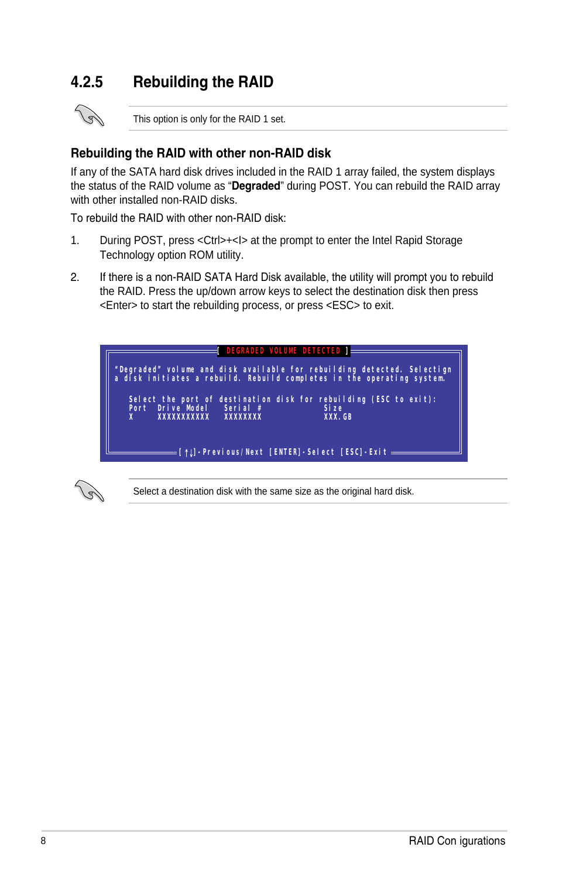## 4.2.5 Rebuilding the RAID

This option is only for the RAID 1 set.

### Rebuilding the RAID with other non-RAID disk

If any of the SATA hard disk drives included in the RAID 1 array failed, the system displays the status of the RAID volume as "**Degraded**" during POST. You can rebuild the RAID array with other installed non-RAID disks.

To rebuild the RAID with other non-RAID disk:

1. During POST, press <Ctrl>+<I> at the prompt to enter the Intel Rapid Storage Technology option ROM utility.
2. If there is a non-RAID SATA Hard Disk available, the utility will prompt you to rebuild the RAID. Press the up/down arrow keys to select the destination disk then press <Enter> to start the rebuilding process, or press <ESC> to exit.

```
[ DEGRADED VOLUME DETECTED ]

"Degraded" volume and disk available for rebuilding detected. Selectign
a disk initiates a rebuild. Rebuild completes in the operating system.

   Select the port of destination disk for rebuilding (ESC to exit):
   Port  Drive Model    Serial #              Size
   X     XXXXXXXXXXX    XXXXXXXX              XXX.GB

[↑↓]-Previous/Next  [ENTER]-Select  [ESC]-Exit
```

Select a destination disk with the same size as the original hard disk.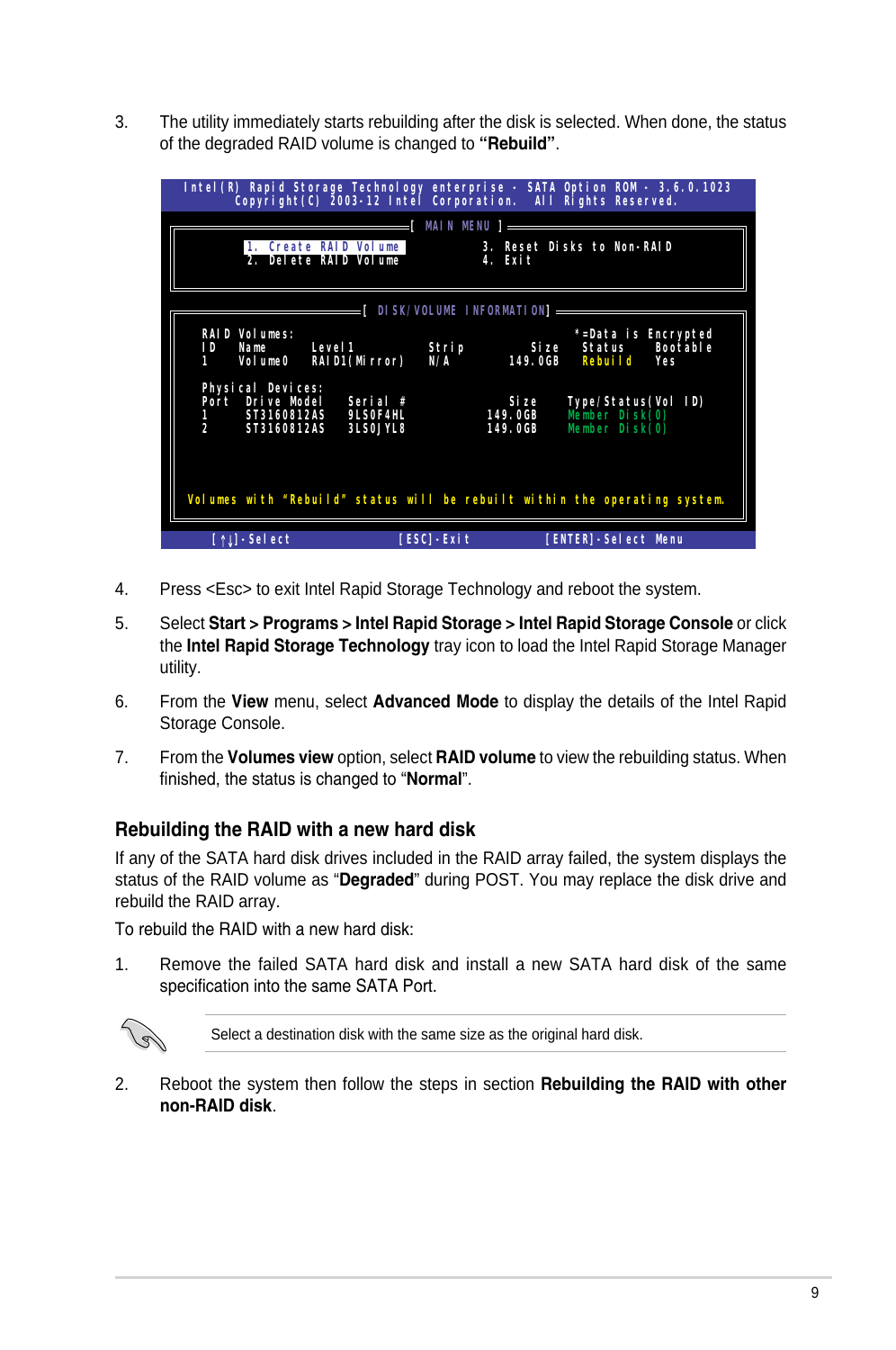3. The utility immediately starts rebuilding after the disk is selected. When done, the status of the degraded RAID volume is changed to **"Rebuild"**.

```
Intel(R) Rapid Storage Technology enterprise - SATA Option ROM - 3.6.0.1023
         Copyright(C) 2003-12 Intel Corporation.  All Rights Reserved.
                              [ MAIN MENU ]
          1. Create RAID Volume              3. Reset Disks to Non-RAID
          2. Delete RAID Volume              4. Exit

                       [ DISK/VOLUME INFORMATION ]
   RAID Volumes:                                          *=Data is Encrypted
   ID   Name      Level         Strip        Size    Status    Bootable
   1    Volume0   RAID1(Mirror) N/A          149.0GB Rebuild   Yes

   Physical Devices:
   Port  Drive Model   Serial #           Size     Type/Status(Vol ID)
   1     ST3160812AS   9LS0F4HL           149.0GB  Member Disk(0)
   2     ST3160812AS   3LS0JYL8           149.0GB  Member Disk(0)

 Volumes with "Rebuild" status will be rebuilt within the operating system.
       [↑↓]-Select            [ESC]-Exit            [ENTER]-Select Menu
```

4. Press <Esc> to exit Intel Rapid Storage Technology and reboot the system.

5. Select **Start > Programs > Intel Rapid Storage > Intel Rapid Storage Console** or click the **Intel Rapid Storage Technology** tray icon to load the Intel Rapid Storage Manager utility.

6. From the **View** menu, select **Advanced Mode** to display the details of the Intel Rapid Storage Console.

7. From the **Volumes view** option, select **RAID volume** to view the rebuilding status. When finished, the status is changed to "**Normal**".

## Rebuilding the RAID with a new hard disk

If any of the SATA hard disk drives included in the RAID array failed, the system displays the status of the RAID volume as "**Degraded**" during POST. You may replace the disk drive and rebuild the RAID array.

To rebuild the RAID with a new hard disk:

1. Remove the failed SATA hard disk and install a new SATA hard disk of the same specification into the same SATA Port.

> Select a destination disk with the same size as the original hard disk.

2. Reboot the system then follow the steps in section **Rebuilding the RAID with other non-RAID disk**.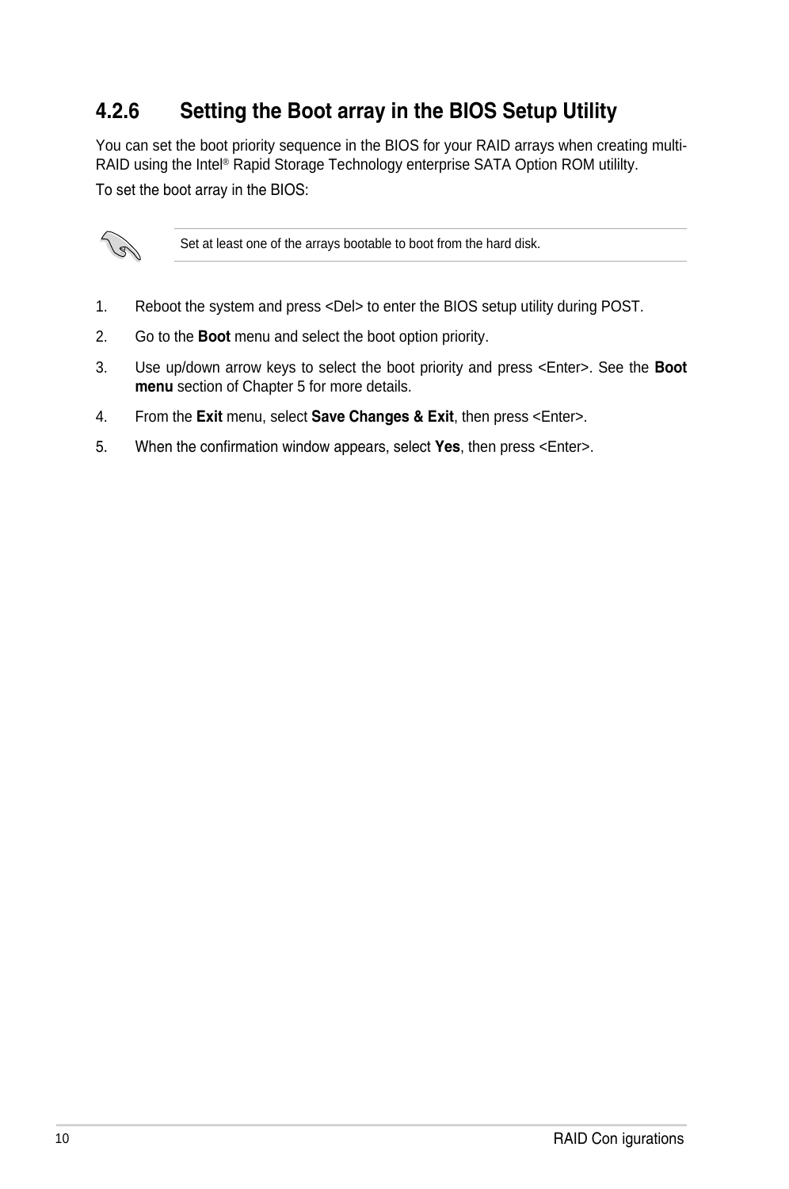### 4.2.6 Setting the Boot array in the BIOS Setup Utility

You can set the boot priority sequence in the BIOS for your RAID arrays when creating multi-RAID using the Intel® Rapid Storage Technology enterprise SATA Option ROM utililty.

To set the boot array in the BIOS:

> Set at least one of the arrays bootable to boot from the hard disk.

1. Reboot the system and press <Del> to enter the BIOS setup utility during POST.
2. Go to the **Boot** menu and select the boot option priority.
3. Use up/down arrow keys to select the boot priority and press <Enter>. See the **Boot menu** section of Chapter 5 for more details.
4. From the **Exit** menu, select **Save Changes & Exit**, then press <Enter>.
5. When the confirmation window appears, select **Yes**, then press <Enter>.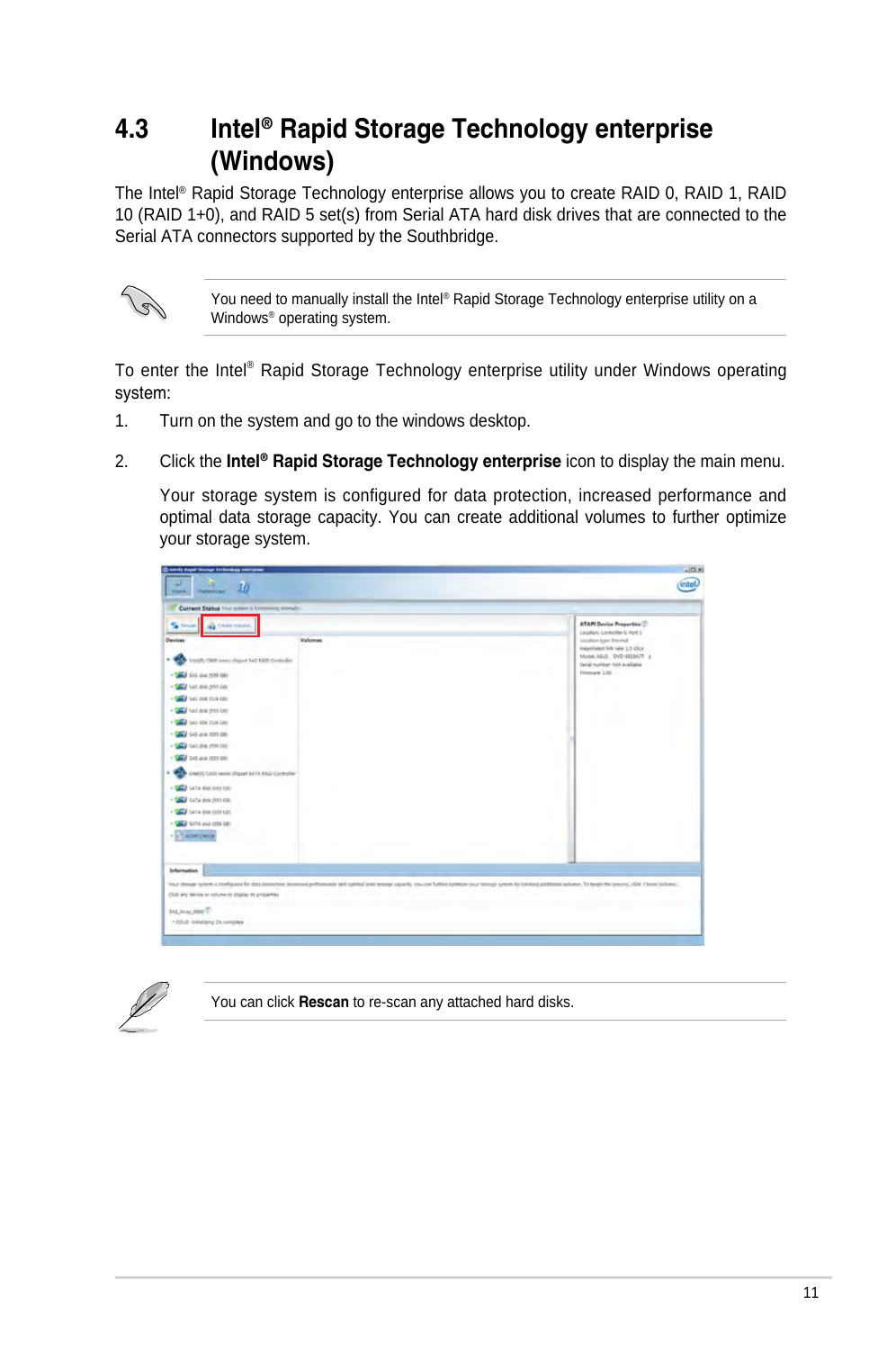## 4.3 Intel® Rapid Storage Technology enterprise (Windows)

The Intel® Rapid Storage Technology enterprise allows you to create RAID 0, RAID 1, RAID 10 (RAID 1+0), and RAID 5 set(s) from Serial ATA hard disk drives that are connected to the Serial ATA connectors supported by the Southbridge.

> You need to manually install the Intel® Rapid Storage Technology enterprise utility on a Windows® operating system.

To enter the Intel® Rapid Storage Technology enterprise utility under Windows operating system:

1. Turn on the system and go to the windows desktop.

2. Click the **Intel® Rapid Storage Technology enterprise** icon to display the main menu.

   Your storage system is configured for data protection, increased performance and optimal data storage capacity. You can create additional volumes to further optimize your storage system.

> You can click **Rescan** to re-scan any attached hard disks.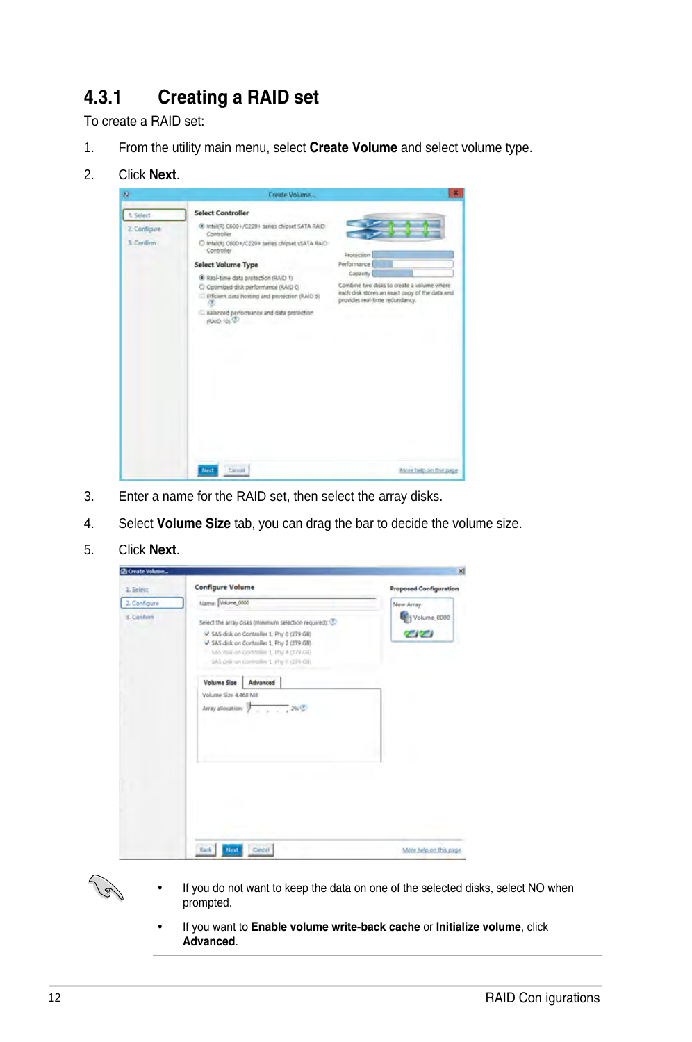### 4.3.1 Creating a RAID set

To create a RAID set:

1. From the utility main menu, select **Create Volume** and select volume type.
2. Click **Next**.
3. Enter a name for the RAID set, then select the array disks.
4. Select **Volume Size** tab, you can drag the bar to decide the volume size.
5. Click **Next**.

- If you do not want to keep the data on one of the selected disks, select NO when prompted.
- If you want to **Enable volume write-back cache** or **Initialize volume**, click **Advanced**.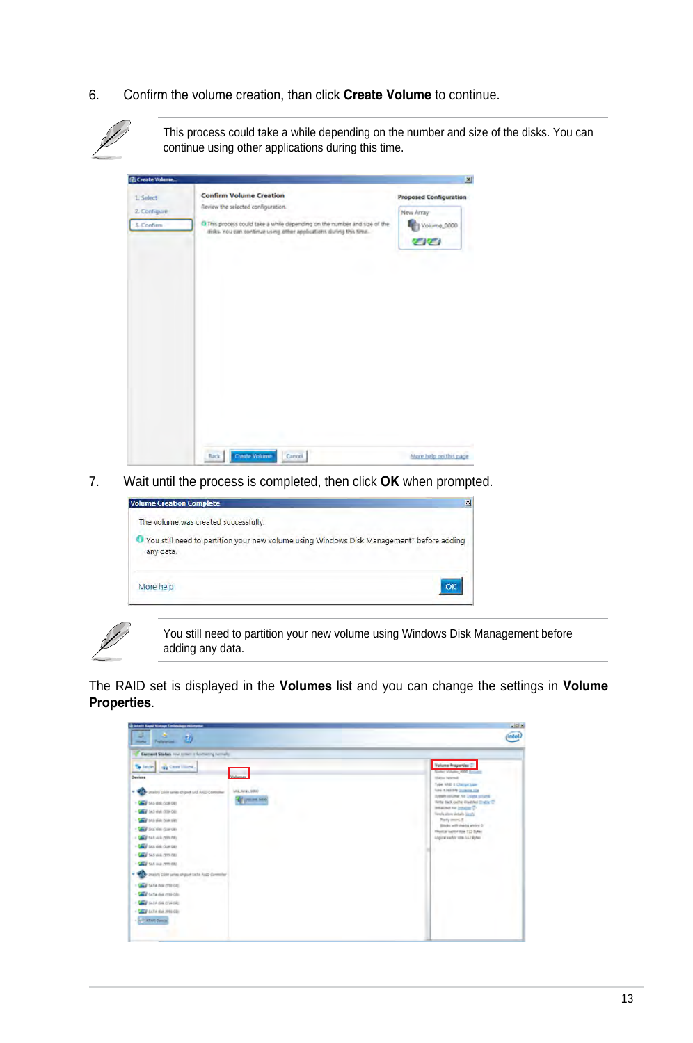6. Confirm the volume creation, than click **Create Volume** to continue.

This process could take a while depending on the number and size of the disks. You can continue using other applications during this time.

7. Wait until the process is completed, then click **OK** when prompted.

You still need to partition your new volume using Windows Disk Management before adding any data.

The RAID set is displayed in the **Volumes** list and you can change the settings in **Volume Properties**.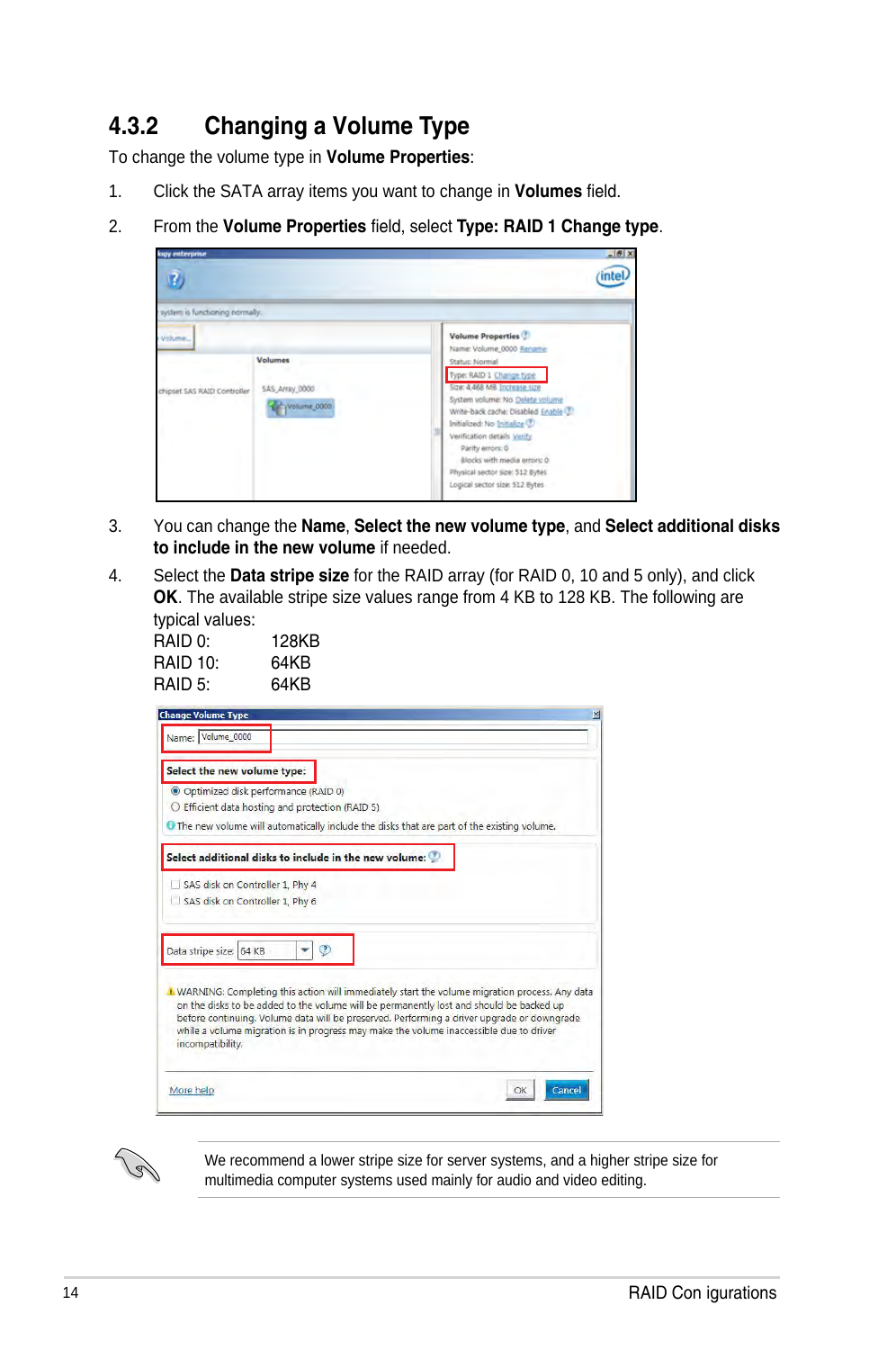## 4.3.2 Changing a Volume Type

To change the volume type in **Volume Properties**:

1. Click the SATA array items you want to change in **Volumes** field.
2. From the **Volume Properties** field, select **Type: RAID 1 Change type**.
3. You can change the **Name**, **Select the new volume type**, and **Select additional disks to include in the new volume** if needed.
4. Select the **Data stripe size** for the RAID array (for RAID 0, 10 and 5 only), and click **OK**. The available stripe size values range from 4 KB to 128 KB. The following are typical values:

   RAID 0: 128KB
   RAID 10: 64KB
   RAID 5: 64KB

We recommend a lower stripe size for server systems, and a higher stripe size for multimedia computer systems used mainly for audio and video editing.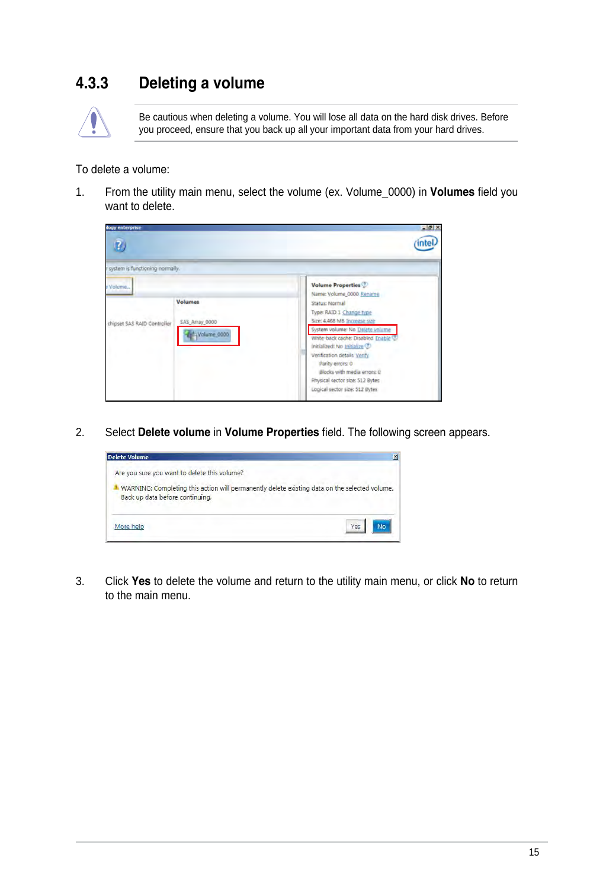### 4.3.3 Deleting a volume

Be cautious when deleting a volume. You will lose all data on the hard disk drives. Before you proceed, ensure that you back up all your important data from your hard drives.

To delete a volume:

1. From the utility main menu, select the volume (ex. Volume_0000) in **Volumes** field you want to delete.

2. Select **Delete volume** in **Volume Properties** field. The following screen appears.

3. Click **Yes** to delete the volume and return to the utility main menu, or click **No** to return to the main menu.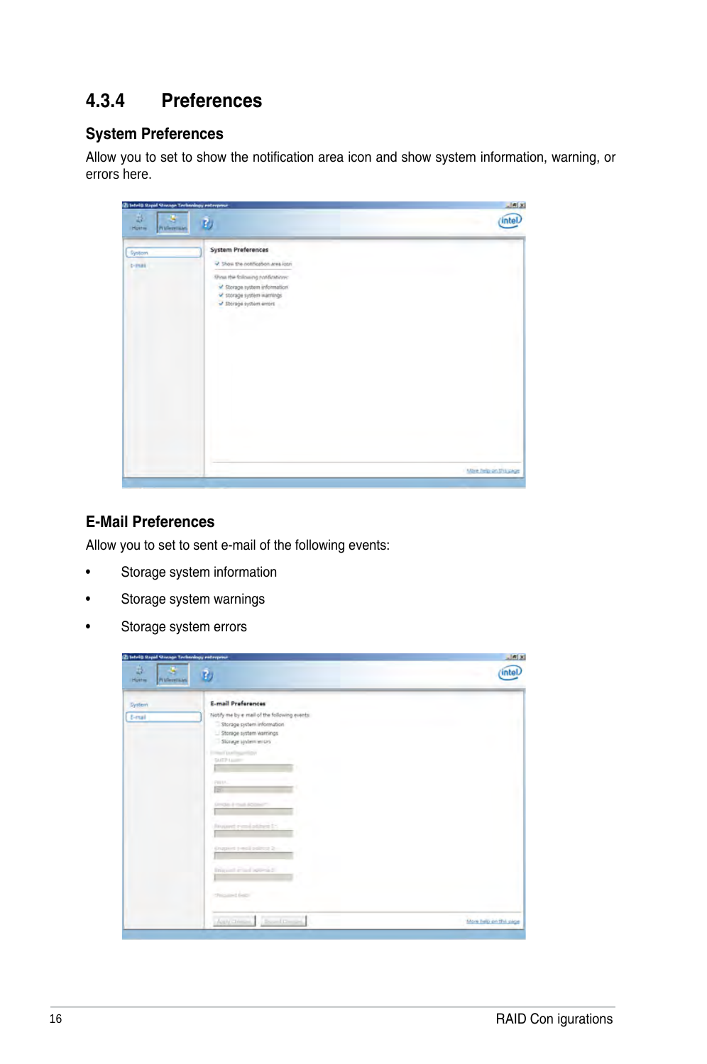## 4.3.4 Preferences

### System Preferences

Allow you to set to show the notification area icon and show system information, warning, or errors here.

### E-Mail Preferences

Allow you to set to sent e-mail of the following events:

- Storage system information
- Storage system warnings
- Storage system errors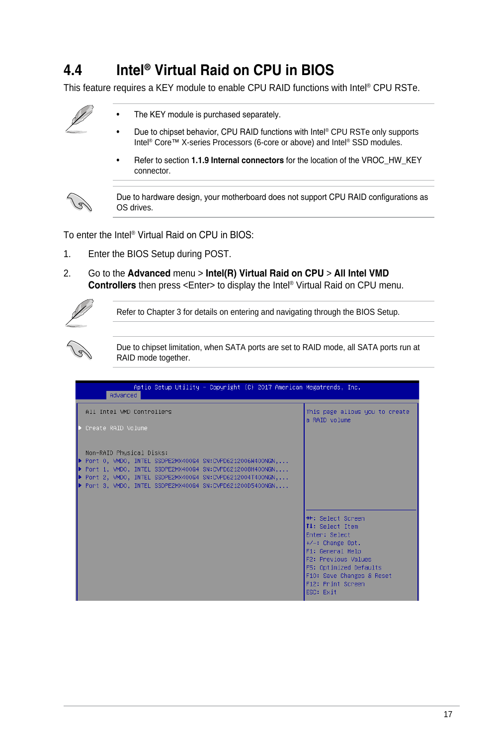## 4.4 Intel® Virtual Raid on CPU in BIOS

This feature requires a KEY module to enable CPU RAID functions with Intel® CPU RSTe.

- The KEY module is purchased separately.
- Due to chipset behavior, CPU RAID functions with Intel® CPU RSTe only supports Intel® Core™ X-series Processors (6-core or above) and Intel® SSD modules.
- Refer to section **1.1.9 Internal connectors** for the location of the VROC_HW_KEY connector.

Due to hardware design, your motherboard does not support CPU RAID configurations as OS drives.

To enter the Intel® Virtual Raid on CPU in BIOS:

1. Enter the BIOS Setup during POST.
2. Go to the **Advanced** menu > **Intel(R) Virtual Raid on CPU** > **All Intel VMD Controllers** then press <Enter> to display the Intel® Virtual Raid on CPU menu.

Refer to Chapter 3 for details on entering and navigating through the BIOS Setup.

Due to chipset limitation, when SATA ports are set to RAID mode, all SATA ports run at RAID mode together.

```
Aptio Setup Utility - Copyright (C) 2017 American Megatrends, Inc.
Advanced

All Intel VMD Controllers                                        This page allows you to create
                                                                 a RAID volume
> Create RAID Volume

Non-RAID Physical Disks:
> Port 0, VMD0, INTEL SSDPE2MX400G4 SN:CVPD6212006W400NGN,...
> Port 1, VMD0, INTEL SSDPE2MX400G4 SN:CVPD6212008H400NGN,...
> Port 2, VMD0, INTEL SSDPE2MX400G4 SN:CVPD6212004T400NGN,...
> Port 3, VMD0, INTEL SSDPE2MX400G4 SN:CVPD6212000D5400NGN,...
                                                                 →←: Select Screen
                                                                 ↑↓: Select Item
                                                                 Enter: Select
                                                                 +/-: Change Opt.
                                                                 F1: General Help
                                                                 F2: Previous Values
                                                                 F5: Optimized Defaults
                                                                 F10: Save Changes & Reset
                                                                 F12: Print Screen
                                                                 ESC: Exit
```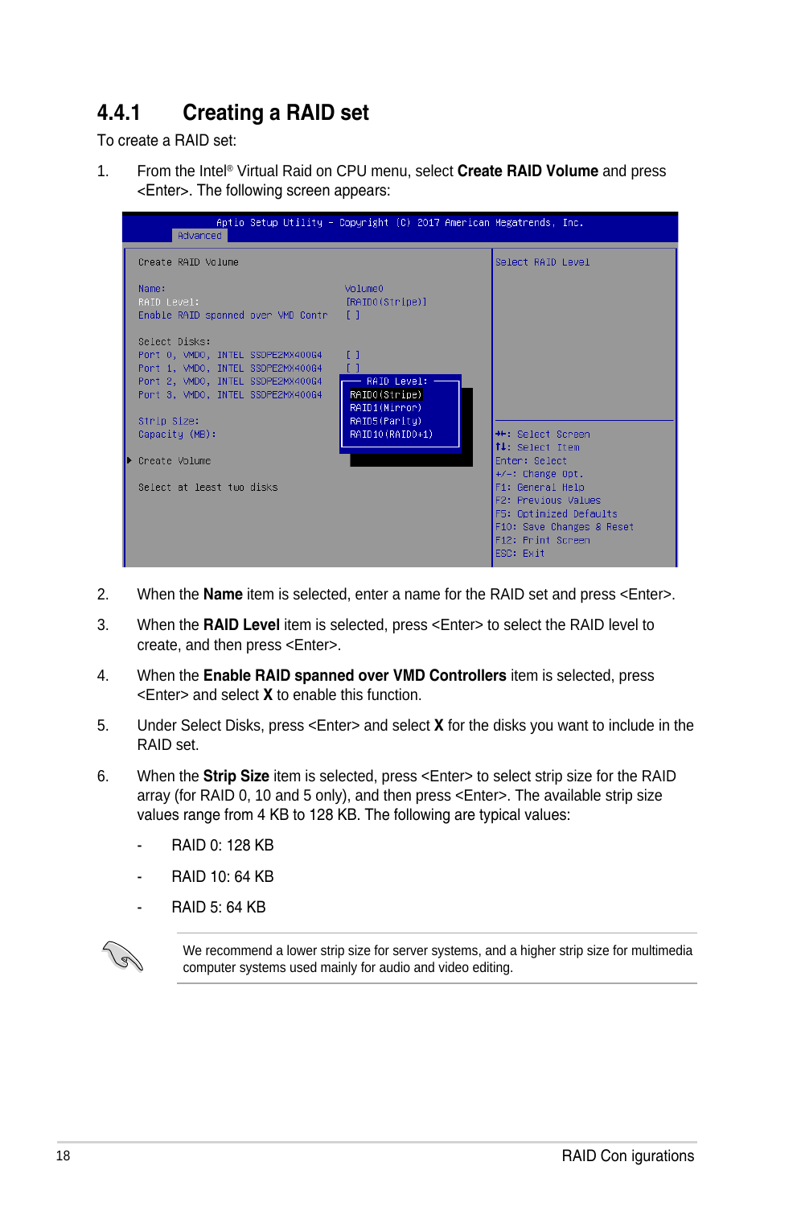## 4.4.1 Creating a RAID set

To create a RAID set:

1. From the Intel® Virtual Raid on CPU menu, select **Create RAID Volume** and press <Enter>. The following screen appears:

```
Aptio Setup Utility - Copyright (C) 2017 American Megatrends, Inc.
Advanced

Create RAID Volume                                          Select RAID Level

Name:                                    Volume0
RAID Level:                              [RAID0(Stripe)]
Enable RAID spanned over VMD Contr       [ ]

Select Disks:
Port 0, VMD0, INTEL SSDPE2MX400G4        [ ]
Port 1, VMD0, INTEL SSDPE2MX400G4        [ ]
Port 2, VMD0, INTEL SSDPE2MX400G4     ---- RAID Level: ----
Port 3, VMD0, INTEL SSDPE2MX400G4     RAID0(Stripe)
                                      RAID1(Mirror)
Strip Size:                           RAID5(Parity)
Capacity (MB):                        RAID10(RAID0+1)       →←: Select Screen
                                                            ↑↓: Select Item
► Create Volume                                             Enter: Select
                                                            +/-: Change Opt.
Select at least two disks                                   F1: General Help
                                                            F2: Previous Values
                                                            F5: Optimized Defaults
                                                            F10: Save Changes & Reset
                                                            F12: Print Screen
                                                            ESC: Exit
```

2. When the **Name** item is selected, enter a name for the RAID set and press <Enter>.

3. When the **RAID Level** item is selected, press <Enter> to select the RAID level to create, and then press <Enter>.

4. When the **Enable RAID spanned over VMD Controllers** item is selected, press <Enter> and select **X** to enable this function.

5. Under Select Disks, press <Enter> and select **X** for the disks you want to include in the RAID set.

6. When the **Strip Size** item is selected, press <Enter> to select strip size for the RAID array (for RAID 0, 10 and 5 only), and then press <Enter>. The available strip size values range from 4 KB to 128 KB. The following are typical values:
   - RAID 0: 128 KB
   - RAID 10: 64 KB
   - RAID 5: 64 KB

We recommend a lower strip size for server systems, and a higher strip size for multimedia computer systems used mainly for audio and video editing.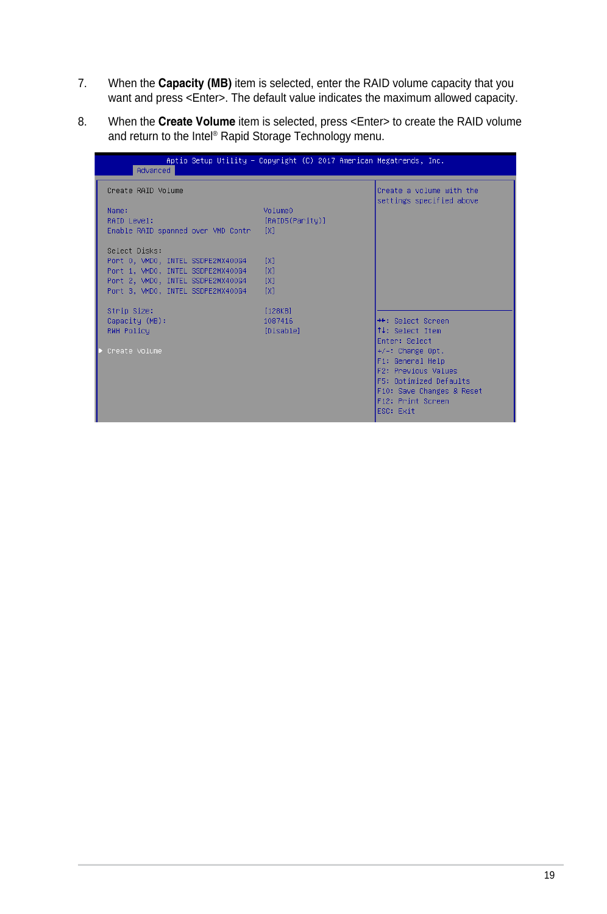7. When the **Capacity (MB)** item is selected, enter the RAID volume capacity that you want and press <Enter>. The default value indicates the maximum allowed capacity.

8. When the **Create Volume** item is selected, press <Enter> to create the RAID volume and return to the Intel® Rapid Storage Technology menu.

```
Aptio Setup Utility - Copyright (C) 2017 American Megatrends, Inc.
Advanced

Create RAID Volume                                   | Create a volume with the
                                                     | settings specified above
Name:                              Volume0           |
RAID Level:                        [RAID5(Parity)]   |
Enable RAID spanned over VMD Contr [X]               |
                                                     |
Select Disks:                                        |
Port 0, VMD0, INTEL SSDPE2MX400G4  [X]               |
Port 1, VMD0, INTEL SSDPE2MX400G4  [X]               |
Port 2, VMD0, INTEL SSDPE2MX400G4  [X]               |
Port 3, VMD0, INTEL SSDPE2MX400G4  [X]               |
                                                     |
Strip Size:                        [128KB]           |
Capacity (MB):                     1087416           | →←: Select Screen
RWH Policy                         [Disable]         | ↑↓: Select Item
                                                     | Enter: Select
► Create Volume                                      | +/-: Change Opt.
                                                     | F1: General Help
                                                     | F2: Previous Values
                                                     | F5: Optimized Defaults
                                                     | F10: Save Changes & Reset
                                                     | F12: Print Screen
                                                     | ESC: Exit
```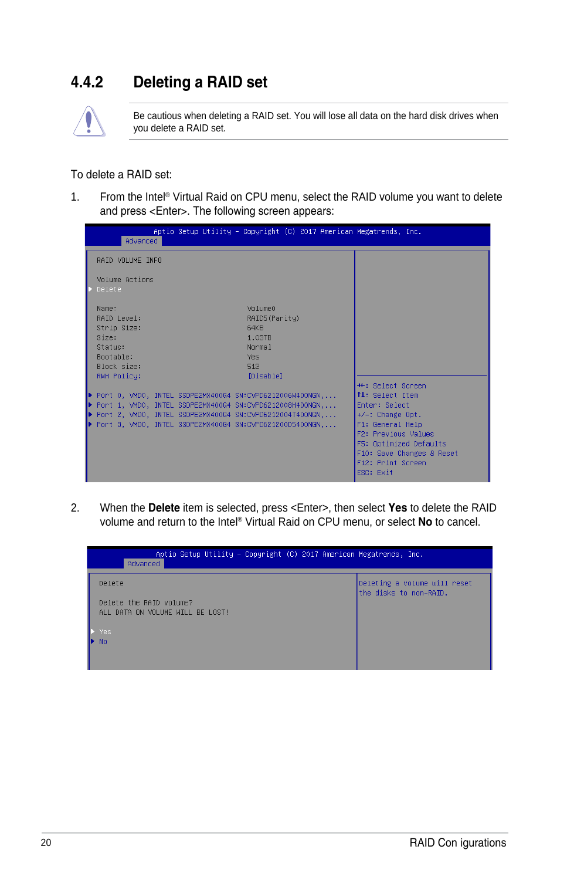## 4.4.2 Deleting a RAID set

Be cautious when deleting a RAID set. You will lose all data on the hard disk drives when you delete a RAID set.

To delete a RAID set:

1. From the Intel® Virtual Raid on CPU menu, select the RAID volume you want to delete and press <Enter>. The following screen appears:

```
Aptio Setup Utility - Copyright (C) 2017 American Megatrends, Inc.
Advanced

RAID VOLUME INFO

Volume Actions
▶ Delete

Name:                                  Volume0
RAID Level:                            RAID5(Parity)
Strip Size:                            64KB
Size:                                  1.05TB
Status:                                Normal
Bootable:                              Yes
Block size:                            512
RWH Policy:                            [Disable]

▶ Port 0, VMD0, INTEL SSDPE2MX400G4 SN:CVPD6212006N400NGN,...
▶ Port 1, VMD0, INTEL SSDPE2MX400G4 SN:CVPD6212008H400NGN,...
▶ Port 2, VMD0, INTEL SSDPE2MX400G4 SN:CVPD6212004T400NGN,...
▶ Port 3, VMD0, INTEL SSDPE2MX400G4 SN:CVPD621200D5400NGN,...

→←: Select Screen
↑↓: Select Item
Enter: Select
+/-: Change Opt.
F1: General Help
F2: Previous Values
F5: Optimized Defaults
F10: Save Changes & Reset
F12: Print Screen
ESC: Exit
```

2. When the **Delete** item is selected, press <Enter>, then select **Yes** to delete the RAID volume and return to the Intel® Virtual Raid on CPU menu, or select **No** to cancel.

```
Aptio Setup Utility - Copyright (C) 2017 American Megatrends, Inc.
Advanced

Delete

Delete the RAID volume?
ALL DATA ON VOLUME WILL BE LOST!

▶ Yes
▶ No

Deleting a volume will reset
the disks to non-RAID.
```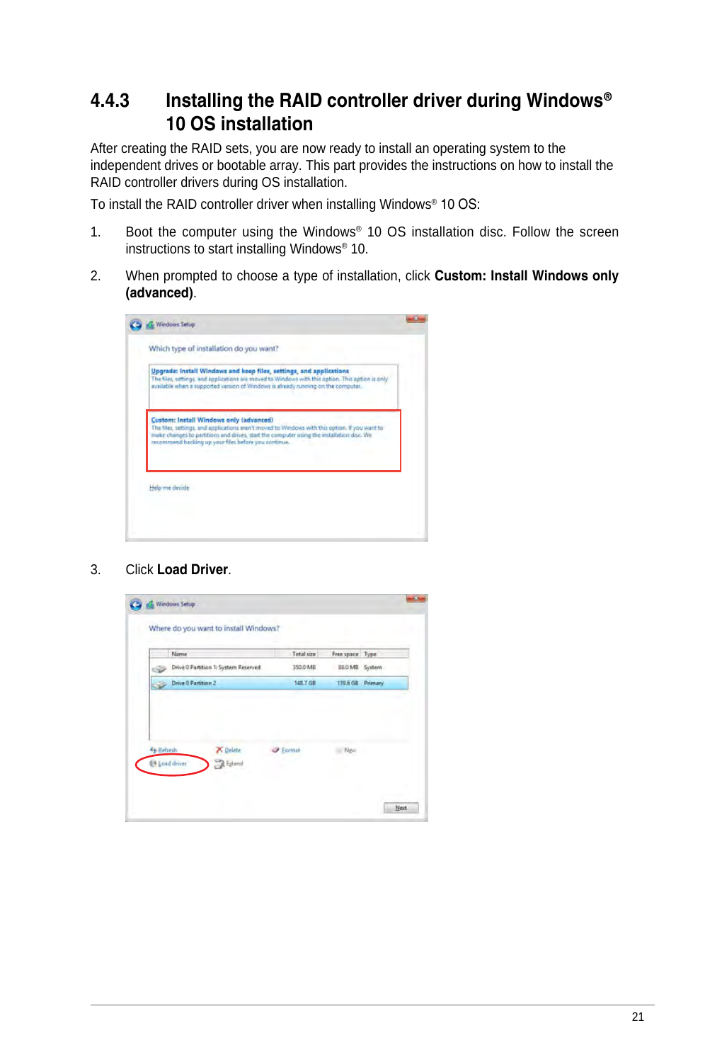### 4.4.3 Installing the RAID controller driver during Windows® 10 OS installation

After creating the RAID sets, you are now ready to install an operating system to the independent drives or bootable array. This part provides the instructions on how to install the RAID controller drivers during OS installation.

To install the RAID controller driver when installing Windows® 10 OS:

1. Boot the computer using the Windows® 10 OS installation disc. Follow the screen instructions to start installing Windows® 10.
2. When prompted to choose a type of installation, click **Custom: Install Windows only (advanced)**.
3. Click **Load Driver**.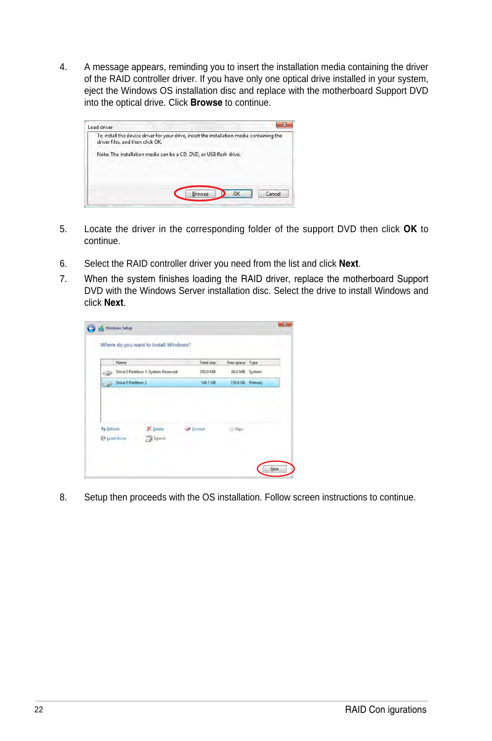4. A message appears, reminding you to insert the installation media containing the driver of the RAID controller driver. If you have only one optical drive installed in your system, eject the Windows OS installation disc and replace with the motherboard Support DVD into the optical drive. Click **Browse** to continue.

5. Locate the driver in the corresponding folder of the support DVD then click **OK** to continue.

6. Select the RAID controller driver you need from the list and click **Next**.

7. When the system finishes loading the RAID driver, replace the motherboard Support DVD with the Windows Server installation disc. Select the drive to install Windows and click **Next**.

8. Setup then proceeds with the OS installation. Follow screen instructions to continue.